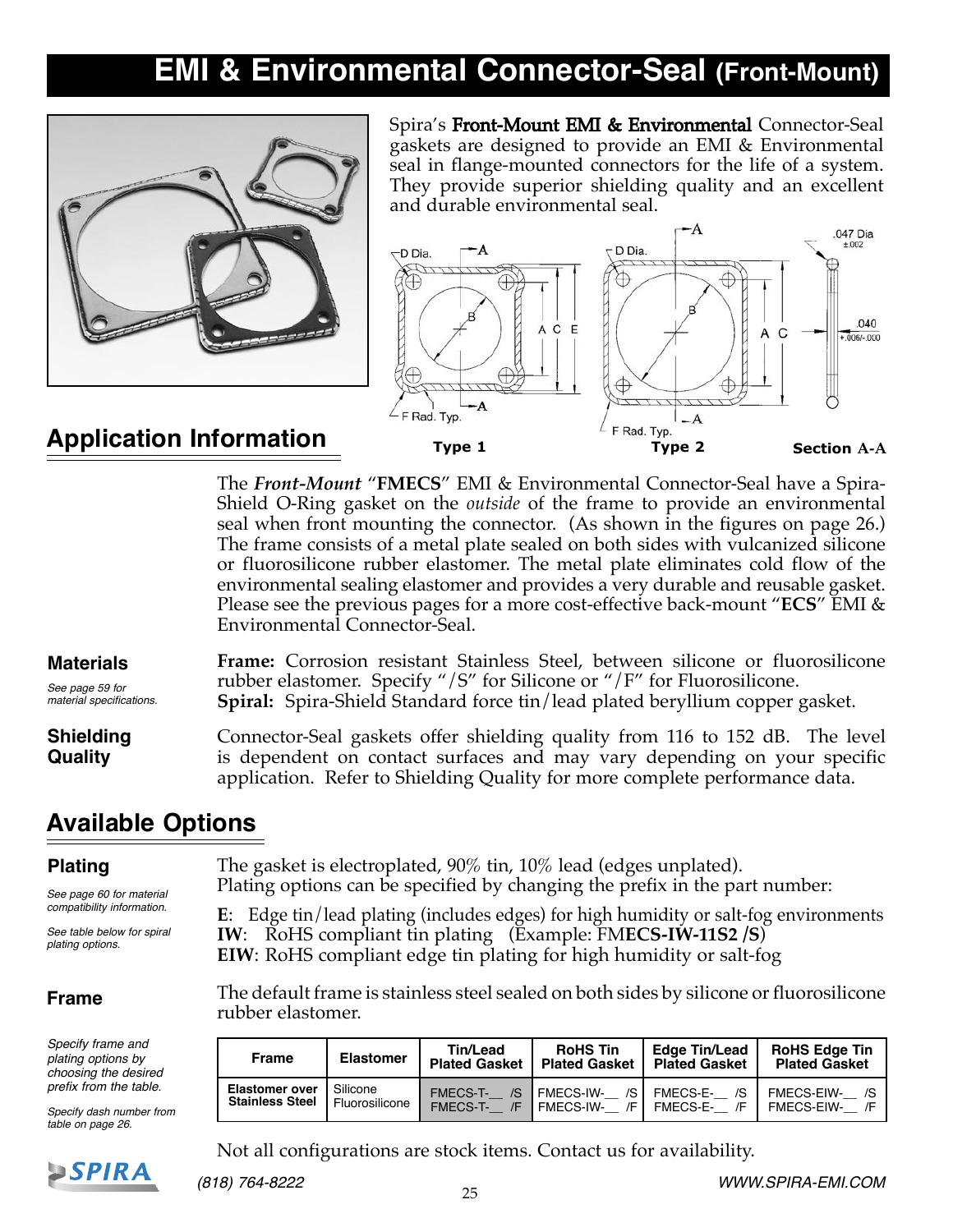# EMI & Environmental Connector-Seal (Front-Mount)

Spira's **Front-Mount EMI & Environmental** Connector-Seal gaskets are designed to provide an EMI & Environmental seal in flange-mounted connectors for the life of a system. They provide superior shielding quality and an excellent and durable environmental seal.

Type 1 Type 2 Section A-A

## Application Information

The ***Front-Mount*** "**FMECS**" EMI & Environmental Connector-Seal have a Spira-Shield O-Ring gasket on the *outside* of the frame to provide an environmental seal when front mounting the connector. (As shown in the figures on page 26.) The frame consists of a metal plate sealed on both sides with vulcanized silicone or fluorosilicone rubber elastomer. The metal plate eliminates cold flow of the environmental sealing elastomer and provides a very durable and reusable gasket. Please see the previous pages for a more cost-effective back-mount "**ECS**" EMI & Environmental Connector-Seal.

### Materials

*See page 59 for material specifications.*

**Frame:** Corrosion resistant Stainless Steel, between silicone or fluorosilicone rubber elastomer. Specify "/S" for Silicone or "/F" for Fluorosilicone.
**Spiral:** Spira-Shield Standard force tin/lead plated beryllium copper gasket.

### Shielding Quality

Connector-Seal gaskets offer shielding quality from 116 to 152 dB. The level is dependent on contact surfaces and may vary depending on your specific application. Refer to Shielding Quality for more complete performance data.

## Available Options

### Plating

*See page 60 for material compatibility information.*

*See table below for spiral plating options.*

The gasket is electroplated, 90% tin, 10% lead (edges unplated).
Plating options can be specified by changing the prefix in the part number:

**E**: Edge tin/lead plating (includes edges) for high humidity or salt-fog environments
**IW**: RoHS compliant tin plating (Example: FM**ECS-IW-11S2 /S**)
**EIW**: RoHS compliant edge tin plating for high humidity or salt-fog

### Frame

The default frame is stainless steel sealed on both sides by silicone or fluorosilicone rubber elastomer.

*Specify frame and plating options by choosing the desired prefix from the table.*

*Specify dash number from table on page 26.*

| Frame | Elastomer | Tin/Lead Plated Gasket | RoHS Tin Plated Gasket | Edge Tin/Lead Plated Gasket | RoHS Edge Tin Plated Gasket |
|---|---|---|---|---|---|
| Elastomer over Stainless Steel | Silicone<br>Fluorosilicone | FMECS-T-__ /S<br>FMECS-T-__ /F | FMECS-IW-__ /S<br>FMECS-IW-__ /F | FMECS-E-__ /S<br>FMECS-E-__ /F | FMECS-EIW-__ /S<br>FMECS-EIW-__ /F |

Not all configurations are stock items. Contact us for availability.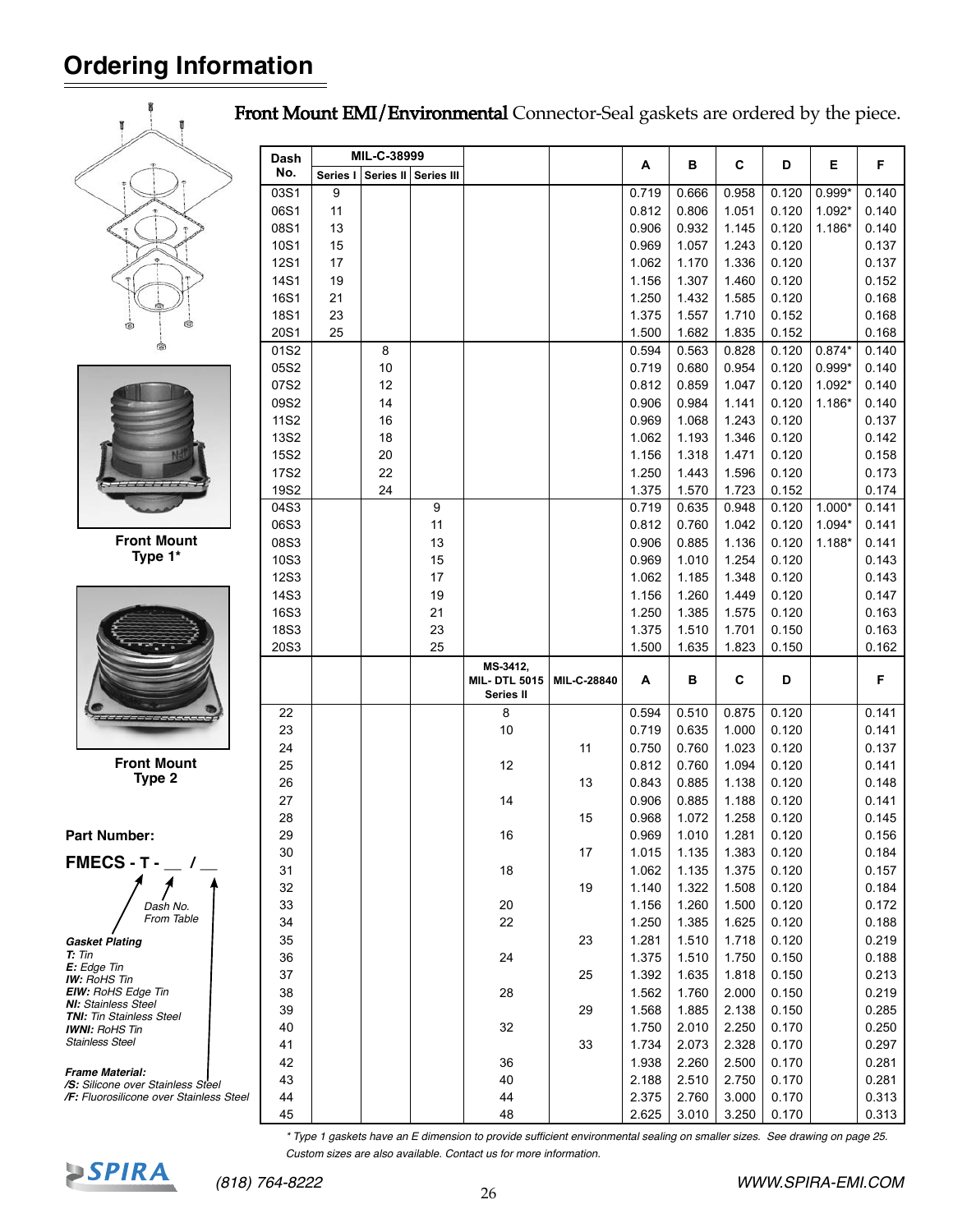# Ordering Information

**Front Mount EMI/Environmental** Connector-Seal gaskets are ordered by the piece.

| Dash No. | MIL-C-38999 Series I | Series II | Series III | | | A | B | C | D | E | F |
|---|---|---|---|---|---|---|---|---|---|---|---|
| 03S1 | 9 | | | | | 0.719 | 0.666 | 0.958 | 0.120 | 0.999* | 0.140 |
| 06S1 | 11 | | | | | 0.812 | 0.806 | 1.051 | 0.120 | 1.092* | 0.140 |
| 08S1 | 13 | | | | | 0.906 | 0.932 | 1.145 | 0.120 | 1.186* | 0.140 |
| 10S1 | 15 | | | | | 0.969 | 1.057 | 1.243 | 0.120 | | 0.137 |
| 12S1 | 17 | | | | | 1.062 | 1.170 | 1.336 | 0.120 | | 0.137 |
| 14S1 | 19 | | | | | 1.156 | 1.307 | 1.460 | 0.120 | | 0.152 |
| 16S1 | 21 | | | | | 1.250 | 1.432 | 1.585 | 0.120 | | 0.168 |
| 18S1 | 23 | | | | | 1.375 | 1.557 | 1.710 | 0.152 | | 0.168 |
| 20S1 | 25 | | | | | 1.500 | 1.682 | 1.835 | 0.152 | | 0.168 |
| 01S2 | | 8 | | | | 0.594 | 0.563 | 0.828 | 0.120 | 0.874* | 0.140 |
| 05S2 | | 10 | | | | 0.719 | 0.680 | 0.954 | 0.120 | 0.999* | 0.140 |
| 07S2 | | 12 | | | | 0.812 | 0.859 | 1.047 | 0.120 | 1.092* | 0.140 |
| 09S2 | | 14 | | | | 0.906 | 0.984 | 1.141 | 0.120 | 1.186* | 0.140 |
| 11S2 | | 16 | | | | 0.969 | 1.068 | 1.243 | 0.120 | | 0.137 |
| 13S2 | | 18 | | | | 1.062 | 1.193 | 1.346 | 0.120 | | 0.142 |
| 15S2 | | 20 | | | | 1.156 | 1.318 | 1.471 | 0.120 | | 0.158 |
| 17S2 | | 22 | | | | 1.250 | 1.443 | 1.596 | 0.120 | | 0.173 |
| 19S2 | | 24 | | | | 1.375 | 1.570 | 1.723 | 0.152 | | 0.174 |
| 04S3 | | | 9 | | | 0.719 | 0.635 | 0.948 | 0.120 | 1.000* | 0.141 |
| 06S3 | | | 11 | | | 0.812 | 0.760 | 1.042 | 0.120 | 1.094* | 0.141 |
| 08S3 | | | 13 | | | 0.906 | 0.885 | 1.136 | 0.120 | 1.188* | 0.141 |
| 10S3 | | | 15 | | | 0.969 | 1.010 | 1.254 | 0.120 | | 0.143 |
| 12S3 | | | 17 | | | 1.062 | 1.185 | 1.348 | 0.120 | | 0.143 |
| 14S3 | | | 19 | | | 1.156 | 1.260 | 1.449 | 0.120 | | 0.147 |
| 16S3 | | | 21 | | | 1.250 | 1.385 | 1.575 | 0.120 | | 0.163 |
| 18S3 | | | 23 | | | 1.375 | 1.510 | 1.701 | 0.150 | | 0.163 |
| 20S3 | | | 25 | | | 1.500 | 1.635 | 1.823 | 0.150 | | 0.162 |
| | | | | **MS-3412, MIL- DTL 5015 Series II** | **MIL-C-28840** | **A** | **B** | **C** | **D** | | **F** |
| 22 | | | | 8 | | 0.594 | 0.510 | 0.875 | 0.120 | | 0.141 |
| 23 | | | | 10 | | 0.719 | 0.635 | 1.000 | 0.120 | | 0.141 |
| 24 | | | | | 11 | 0.750 | 0.760 | 1.023 | 0.120 | | 0.137 |
| 25 | | | | 12 | | 0.812 | 0.760 | 1.094 | 0.120 | | 0.141 |
| 26 | | | | | 13 | 0.843 | 0.885 | 1.138 | 0.120 | | 0.148 |
| 27 | | | | 14 | | 0.906 | 0.885 | 1.188 | 0.120 | | 0.141 |
| 28 | | | | | 15 | 0.968 | 1.072 | 1.258 | 0.120 | | 0.145 |
| 29 | | | | 16 | | 0.969 | 1.010 | 1.281 | 0.120 | | 0.156 |
| 30 | | | | | 17 | 1.015 | 1.135 | 1.383 | 0.120 | | 0.184 |
| 31 | | | | 18 | | 1.062 | 1.135 | 1.375 | 0.120 | | 0.157 |
| 32 | | | | | 19 | 1.140 | 1.322 | 1.508 | 0.120 | | 0.184 |
| 33 | | | | 20 | | 1.156 | 1.260 | 1.500 | 0.120 | | 0.172 |
| 34 | | | | 22 | | 1.250 | 1.385 | 1.625 | 0.120 | | 0.188 |
| 35 | | | | | 23 | 1.281 | 1.510 | 1.718 | 0.120 | | 0.219 |
| 36 | | | | 24 | | 1.375 | 1.510 | 1.750 | 0.150 | | 0.188 |
| 37 | | | | | 25 | 1.392 | 1.635 | 1.818 | 0.150 | | 0.213 |
| 38 | | | | 28 | | 1.562 | 1.760 | 2.000 | 0.150 | | 0.219 |
| 39 | | | | | 29 | 1.568 | 1.885 | 2.138 | 0.150 | | 0.285 |
| 40 | | | | 32 | | 1.750 | 2.010 | 2.250 | 0.170 | | 0.250 |
| 41 | | | | | 33 | 1.734 | 2.073 | 2.328 | 0.170 | | 0.297 |
| 42 | | | | 36 | | 1.938 | 2.260 | 2.500 | 0.170 | | 0.281 |
| 43 | | | | 40 | | 2.188 | 2.510 | 2.750 | 0.170 | | 0.281 |
| 44 | | | | 44 | | 2.375 | 2.760 | 3.000 | 0.170 | | 0.313 |
| 45 | | | | 48 | | 2.625 | 3.010 | 3.250 | 0.170 | | 0.313 |

*\* Type 1 gaskets have an E dimension to provide sufficient environmental sealing on smaller sizes. See drawing on page 25. Custom sizes are also available. Contact us for more information.*

**Front Mount Type 1***

**Front Mount Type 2**

**Part Number:**

**FMECS - T - __ / __**

*Dash No. From Table*

***Gasket Plating***
- *T: Tin*
- *E: Edge Tin*
- *IW: RoHS Tin*
- *EIW: RoHS Edge Tin*
- *NI: Stainless Steel*
- *TNI: Tin Stainless Steel*
- *IWNI: RoHS Tin Stainless Steel*

***Frame Material:***
- */S: Silicone over Stainless Steel*
- */F: Fluorosilicone over Stainless Steel*

(818) 764-8222 WWW.SPIRA-EMI.COM